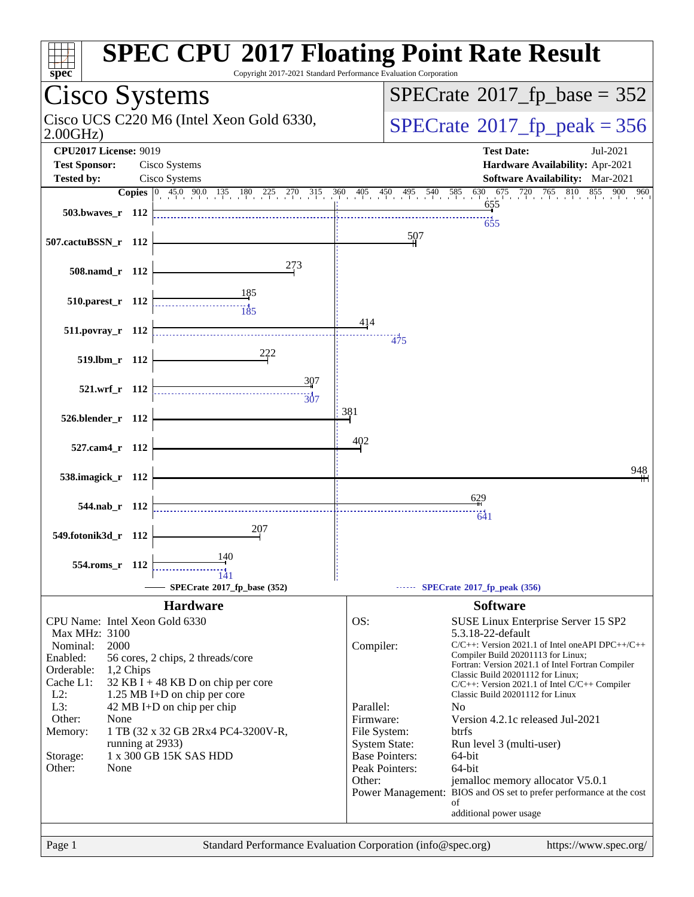# SPEC CPU 2017 Floating Point Rate Result

Copyright 2017-2021 Standard Performance Evaluation Corporation

## Cisco Systems

Cisco UCS C220 M6 (Intel Xeon Gold 6330, 2.00GHz)

SPECrate 2017_fp_base = 352

SPECrate 2017_fp_peak = 356

**CPU2017 License:** 9019
**Test Sponsor:** Cisco Systems
**Tested by:** Cisco Systems

**Test Date:** Jul-2021
**Hardware Availability:** Apr-2021
**Software Availability:** Mar-2021

| Benchmark | Copies | Base | Peak |
|---|---|---|---|
| 503.bwaves_r | 112 | 655 | 655 |
| 507.cactuBSSN_r | 112 | 507 | |
| 508.namd_r | 112 | 273 | |
| 510.parest_r | 112 | 185 | 185 |
| 511.povray_r | 112 | 414 | 475 |
| 519.lbm_r | 112 | 222 | |
| 521.wrf_r | 112 | 307 | 307 |
| 526.blender_r | 112 | 381 | |
| 527.cam4_r | 112 | 402 | |
| 538.imagick_r | 112 | 948 | |
| 544.nab_r | 112 | 629 | 641 |
| 549.fotonik3d_r | 112 | 207 | |
| 554.roms_r | 112 | 140 | 141 |

SPECrate 2017_fp_base (352) — SPECrate 2017_fp_peak (356)

## Hardware

| | |
|---|---|
| CPU Name: | Intel Xeon Gold 6330 |
| Max MHz: | 3100 |
| Nominal: | 2000 |
| Enabled: | 56 cores, 2 chips, 2 threads/core |
| Orderable: | 1,2 Chips |
| Cache L1: | 32 KB I + 48 KB D on chip per core |
| L2: | 1.25 MB I+D on chip per core |
| L3: | 42 MB I+D on chip per chip |
| Other: | None |
| Memory: | 1 TB (32 x 32 GB 2Rx4 PC4-3200V-R, running at 2933) |
| Storage: | 1 x 300 GB 15K SAS HDD |
| Other: | None |

## Software

| | |
|---|---|
| OS: | SUSE Linux Enterprise Server 15 SP2 5.3.18-22-default |
| Compiler: | C/C++: Version 2021.1 of Intel oneAPI DPC++/C++ Compiler Build 20201113 for Linux; Fortran: Version 2021.1 of Intel Fortran Compiler Classic Build 20201112 for Linux; C/C++: Version 2021.1 of Intel C/C++ Compiler Classic Build 20201112 for Linux |
| Parallel: | No |
| Firmware: | Version 4.2.1c released Jul-2021 |
| File System: | btrfs |
| System State: | Run level 3 (multi-user) |
| Base Pointers: | 64-bit |
| Peak Pointers: | 64-bit |
| Other: | jemalloc memory allocator V5.0.1 |
| Power Management: | BIOS and OS set to prefer performance at the cost of additional power usage |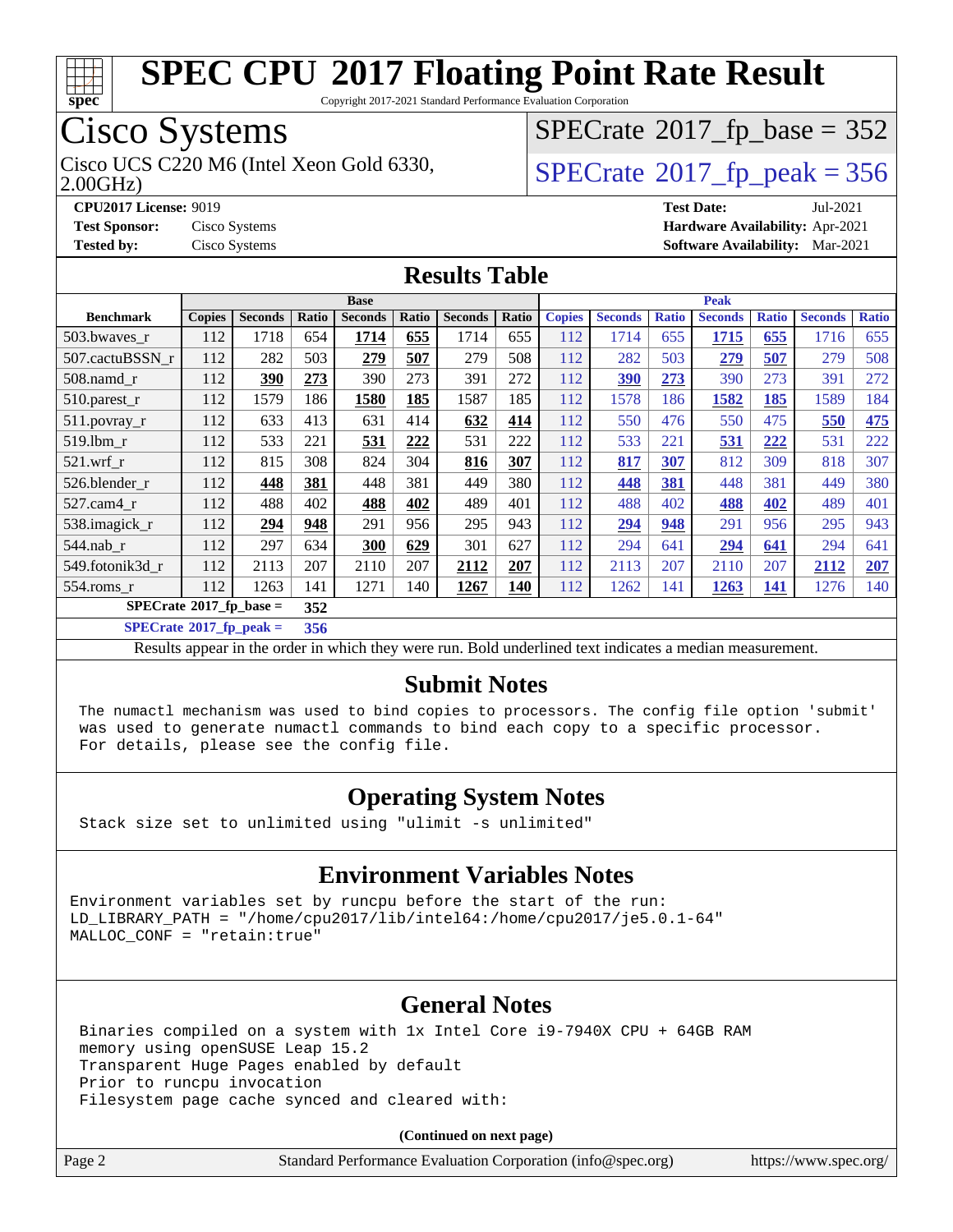# SPEC CPU 2017 Floating Point Rate Result

Copyright 2017-2021 Standard Performance Evaluation Corporation

## Cisco Systems

Cisco UCS C220 M6 (Intel Xeon Gold 6330, 2.00GHz)

SPECrate 2017_fp_base = 352

SPECrate 2017_fp_peak = 356

**CPU2017 License:** 9019
**Test Sponsor:** Cisco Systems
**Tested by:** Cisco Systems

**Test Date:** Jul-2021
**Hardware Availability:** Apr-2021
**Software Availability:** Mar-2021

## Results Table

| Benchmark | Base | | | | | | | Peak | | | | | | |
|---|---|---|---|---|---|---|---|---|---|---|---|---|---|---|
| | Copies | Seconds | Ratio | Seconds | Ratio | Seconds | Ratio | Copies | Seconds | Ratio | Seconds | Ratio | Seconds | Ratio |
| 503.bwaves_r | 112 | 1718 | 654 | **1714** | **655** | 1714 | 655 | 112 | 1714 | 655 | **1715** | **655** | 1716 | 655 |
| 507.cactuBSSN_r | 112 | 282 | 503 | **279** | **507** | 279 | 508 | 112 | 282 | 503 | **279** | **507** | 279 | 508 |
| 508.namd_r | 112 | **390** | **273** | 390 | 273 | 391 | 272 | 112 | **390** | **273** | 390 | 273 | 391 | 272 |
| 510.parest_r | 112 | 1579 | 186 | **1580** | **185** | 1587 | 185 | 112 | 1578 | 186 | **1582** | **185** | 1589 | 184 |
| 511.povray_r | 112 | 633 | 413 | 631 | 414 | **632** | **414** | 112 | 550 | 476 | 550 | 475 | **550** | **475** |
| 519.lbm_r | 112 | 533 | 221 | **531** | **222** | 531 | 222 | 112 | 533 | 221 | **531** | **222** | 531 | 222 |
| 521.wrf_r | 112 | 815 | 308 | 824 | 304 | **816** | **307** | 112 | **817** | **307** | 812 | 309 | 818 | 307 |
| 526.blender_r | 112 | **448** | **381** | 448 | 381 | 449 | 380 | 112 | **448** | **381** | 448 | 381 | 449 | 380 |
| 527.cam4_r | 112 | 488 | 402 | **488** | **402** | 489 | 401 | 112 | 488 | 402 | **488** | **402** | 489 | 401 |
| 538.imagick_r | 112 | **294** | **948** | 291 | 956 | 295 | 943 | 112 | **294** | **948** | 291 | 956 | 295 | 943 |
| 544.nab_r | 112 | 297 | 634 | **300** | **629** | 301 | 627 | 112 | 294 | 641 | **294** | **641** | 294 | 641 |
| 549.fotonik3d_r | 112 | 2113 | 207 | 2110 | 207 | **2112** | **207** | 112 | 2113 | 207 | 2110 | 207 | **2112** | **207** |
| 554.roms_r | 112 | 1263 | 141 | 1271 | 140 | **1267** | **140** | 112 | 1262 | 141 | **1263** | **141** | 1276 | 140 |

**SPECrate 2017_fp_base = 352**

**SPECrate 2017_fp_peak = 356**

Results appear in the order in which they were run. Bold underlined text indicates a median measurement.

## Submit Notes

```
The numactl mechanism was used to bind copies to processors. The config file option 'submit'
was used to generate numactl commands to bind each copy to a specific processor.
For details, please see the config file.
```

## Operating System Notes

```
Stack size set to unlimited using "ulimit -s unlimited"
```

## Environment Variables Notes

```
Environment variables set by runcpu before the start of the run:
LD_LIBRARY_PATH = "/home/cpu2017/lib/intel64:/home/cpu2017/je5.0.1-64"
MALLOC_CONF = "retain:true"
```

## General Notes

```
Binaries compiled on a system with 1x Intel Core i9-7940X CPU + 64GB RAM
memory using openSUSE Leap 15.2
Transparent Huge Pages enabled by default
Prior to runcpu invocation
Filesystem page cache synced and cleared with:
```

(Continued on next page)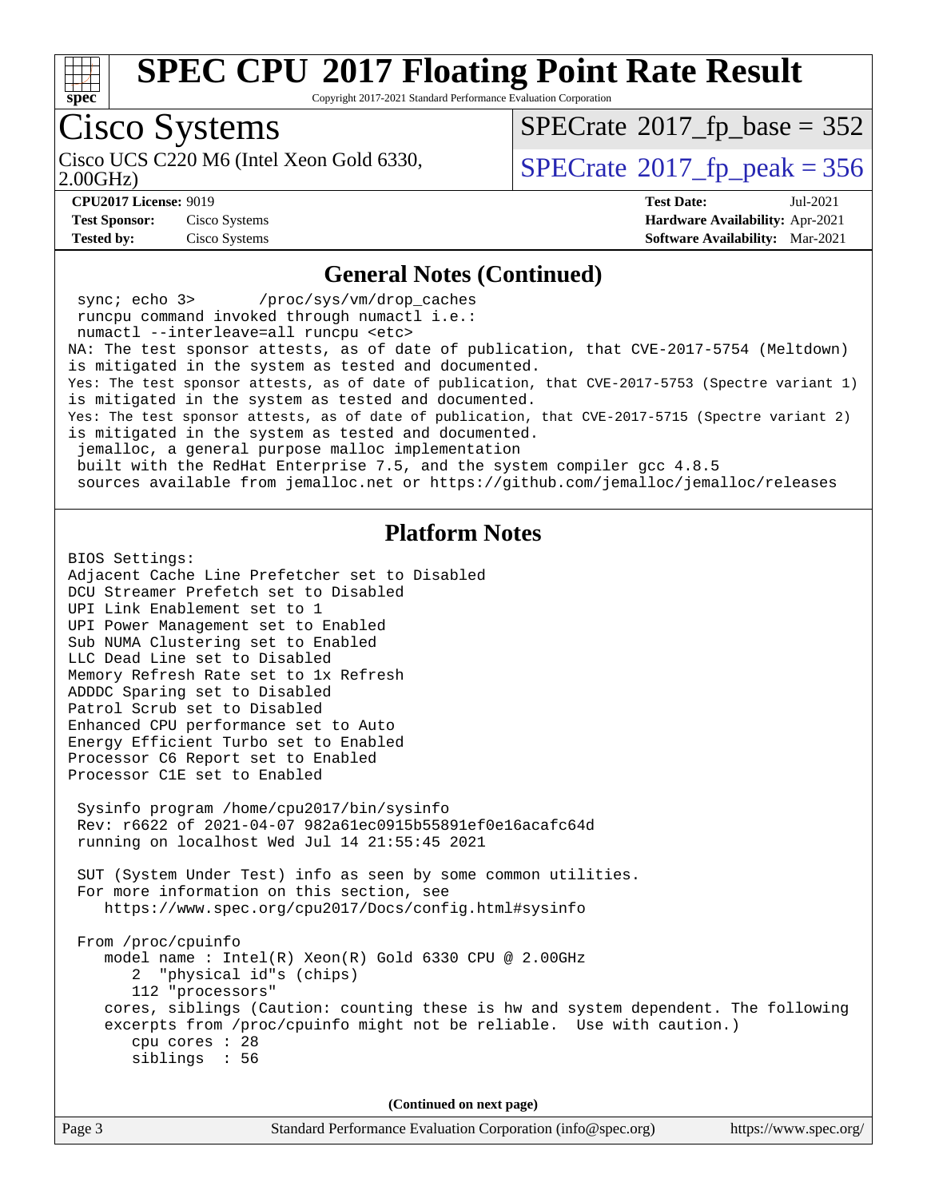# SPEC CPU 2017 Floating Point Rate Result

Copyright 2017-2021 Standard Performance Evaluation Corporation

## Cisco Systems

Cisco UCS C220 M6 (Intel Xeon Gold 6330, 2.00GHz)

SPECrate 2017_fp_base = 352

SPECrate 2017_fp_peak = 356

**CPU2017 License:** 9019
**Test Sponsor:** Cisco Systems
**Tested by:** Cisco Systems

**Test Date:** Jul-2021
**Hardware Availability:** Apr-2021
**Software Availability:** Mar-2021

### General Notes (Continued)

```
  sync; echo 3>       /proc/sys/vm/drop_caches
  runcpu command invoked through numactl i.e.:
  numactl --interleave=all runcpu <etc>
NA: The test sponsor attests, as of date of publication, that CVE-2017-5754 (Meltdown)
is mitigated in the system as tested and documented.
Yes: The test sponsor attests, as of date of publication, that CVE-2017-5753 (Spectre variant 1)
is mitigated in the system as tested and documented.
Yes: The test sponsor attests, as of date of publication, that CVE-2017-5715 (Spectre variant 2)
is mitigated in the system as tested and documented.
  jemalloc, a general purpose malloc implementation
  built with the RedHat Enterprise 7.5, and the system compiler gcc 4.8.5
  sources available from jemalloc.net or https://github.com/jemalloc/jemalloc/releases
```

### Platform Notes

```
BIOS Settings:
Adjacent Cache Line Prefetcher set to Disabled
DCU Streamer Prefetch set to Disabled
UPI Link Enablement set to 1
UPI Power Management set to Enabled
Sub NUMA Clustering set to Enabled
LLC Dead Line set to Disabled
Memory Refresh Rate set to 1x Refresh
ADDDC Sparing set to Disabled
Patrol Scrub set to Disabled
Enhanced CPU performance set to Auto
Energy Efficient Turbo set to Enabled
Processor C6 Report set to Enabled
Processor C1E set to Enabled

 Sysinfo program /home/cpu2017/bin/sysinfo
 Rev: r6622 of 2021-04-07 982a61ec0915b55891ef0e16acafc64d
 running on localhost Wed Jul 14 21:55:45 2021

 SUT (System Under Test) info as seen by some common utilities.
 For more information on this section, see
    https://www.spec.org/cpu2017/Docs/config.html#sysinfo

 From /proc/cpuinfo
    model name : Intel(R) Xeon(R) Gold 6330 CPU @ 2.00GHz
       2  "physical id"s (chips)
       112 "processors"
    cores, siblings (Caution: counting these is hw and system dependent. The following
    excerpts from /proc/cpuinfo might not be reliable.  Use with caution.)
       cpu cores : 28
       siblings  : 56
```

(Continued on next page)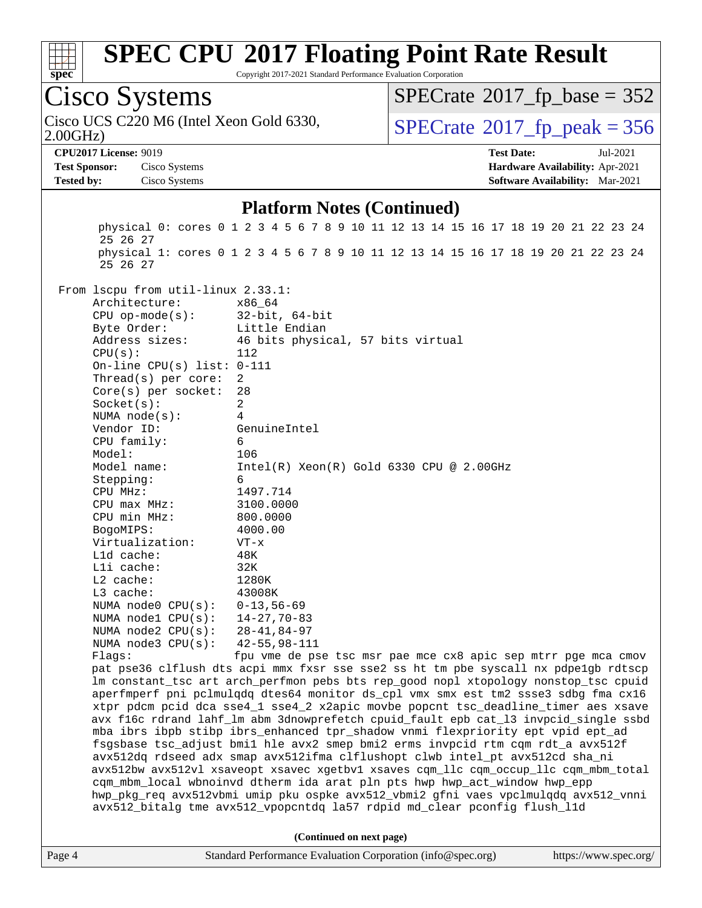## Platform Notes (Continued)

```
       physical 0: cores 0 1 2 3 4 5 6 7 8 9 10 11 12 13 14 15 16 17 18 19 20 21 22 23 24
       25 26 27
       physical 1: cores 0 1 2 3 4 5 6 7 8 9 10 11 12 13 14 15 16 17 18 19 20 21 22 23 24
       25 26 27

 From lscpu from util-linux 2.33.1:
      Architecture:        x86_64
      CPU op-mode(s):      32-bit, 64-bit
      Byte Order:          Little Endian
      Address sizes:       46 bits physical, 57 bits virtual
      CPU(s):              112
      On-line CPU(s) list: 0-111
      Thread(s) per core:  2
      Core(s) per socket:  28
      Socket(s):           2
      NUMA node(s):        4
      Vendor ID:           GenuineIntel
      CPU family:          6
      Model:               106
      Model name:          Intel(R) Xeon(R) Gold 6330 CPU @ 2.00GHz
      Stepping:            6
      CPU MHz:             1497.714
      CPU max MHz:         3100.0000
      CPU min MHz:         800.0000
      BogoMIPS:            4000.00
      Virtualization:      VT-x
      L1d cache:           48K
      L1i cache:           32K
      L2 cache:            1280K
      L3 cache:            43008K
      NUMA node0 CPU(s):   0-13,56-69
      NUMA node1 CPU(s):   14-27,70-83
      NUMA node2 CPU(s):   28-41,84-97
      NUMA node3 CPU(s):   42-55,98-111
      Flags:               fpu vme de pse tsc msr pae mce cx8 apic sep mtrr pge mca cmov
      pat pse36 clflush dts acpi mmx fxsr sse sse2 ss ht tm pbe syscall nx pdpe1gb rdtscp
      lm constant_tsc art arch_perfmon pebs bts rep_good nopl xtopology nonstop_tsc cpuid
      aperfmperf pni pclmulqdq dtes64 monitor ds_cpl vmx smx est tm2 ssse3 sdbg fma cx16
      xtpr pdcm pcid dca sse4_1 sse4_2 x2apic movbe popcnt tsc_deadline_timer aes xsave
      avx f16c rdrand lahf_lm abm 3dnowprefetch cpuid_fault epb cat_l3 invpcid_single ssbd
      mba ibrs ibpb stibp ibrs_enhanced tpr_shadow vnmi flexpriority ept vpid ept_ad
      fsgsbase tsc_adjust bmi1 hle avx2 smep bmi2 erms invpcid rtm cqm rdt_a avx512f
      avx512dq rdseed adx smap avx512ifma clflushopt clwb intel_pt avx512cd sha_ni
      avx512bw avx512vl xsaveopt xsavec xgetbv1 xsaves cqm_llc cqm_occup_llc cqm_mbm_total
      cqm_mbm_local wbnoinvd dtherm ida arat pln pts hwp hwp_act_window hwp_epp
      hwp_pkg_req avx512vbmi umip pku ospke avx512_vbmi2 gfni vaes vpclmulqdq avx512_vnni
      avx512_bitalg tme avx512_vpopcntdq la57 rdpid md_clear pconfig flush_l1d
```

**(Continued on next page)**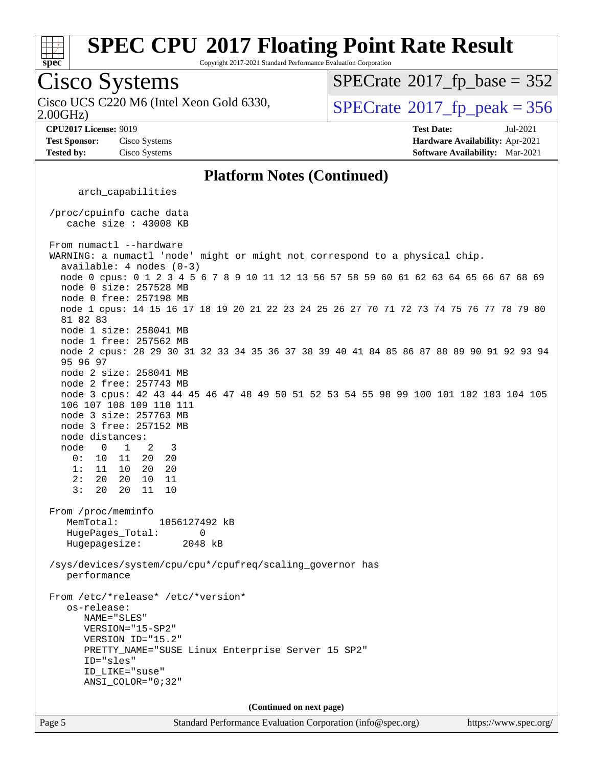## Platform Notes (Continued)

```
      arch_capabilities

  /proc/cpuinfo cache data
     cache size : 43008 KB

  From numactl --hardware
  WARNING: a numactl 'node' might or might not correspond to a physical chip.
    available: 4 nodes (0-3)
    node 0 cpus: 0 1 2 3 4 5 6 7 8 9 10 11 12 13 56 57 58 59 60 61 62 63 64 65 66 67 68 69
    node 0 size: 257528 MB
    node 0 free: 257198 MB
    node 1 cpus: 14 15 16 17 18 19 20 21 22 23 24 25 26 27 70 71 72 73 74 75 76 77 78 79 80
    81 82 83
    node 1 size: 258041 MB
    node 1 free: 257562 MB
    node 2 cpus: 28 29 30 31 32 33 34 35 36 37 38 39 40 41 84 85 86 87 88 89 90 91 92 93 94
    95 96 97
    node 2 size: 258041 MB
    node 2 free: 257743 MB
    node 3 cpus: 42 43 44 45 46 47 48 49 50 51 52 53 54 55 98 99 100 101 102 103 104 105
    106 107 108 109 110 111
    node 3 size: 257763 MB
    node 3 free: 257152 MB
    node distances:
    node   0   1   2   3
      0:  10  11  20  20
      1:  11  10  20  20
      2:  20  20  10  11
      3:  20  20  11  10

  From /proc/meminfo
     MemTotal:       1056127492 kB
     HugePages_Total:       0
     Hugepagesize:       2048 kB

  /sys/devices/system/cpu/cpu*/cpufreq/scaling_governor has
     performance

  From /etc/*release* /etc/*version*
     os-release:
        NAME="SLES"
        VERSION="15-SP2"
        VERSION_ID="15.2"
        PRETTY_NAME="SUSE Linux Enterprise Server 15 SP2"
        ID="sles"
        ID_LIKE="suse"
        ANSI_COLOR="0;32"
```

**(Continued on next page)**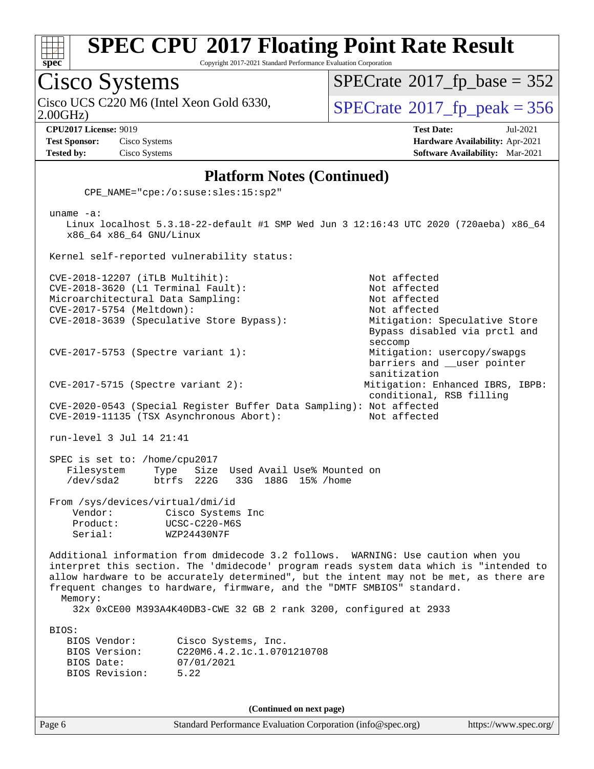# SPEC CPU 2017 Floating Point Rate Result

Copyright 2017-2021 Standard Performance Evaluation Corporation

## Cisco Systems

Cisco UCS C220 M6 (Intel Xeon Gold 6330, 2.00GHz)

SPECrate 2017_fp_base = 352

SPECrate 2017_fp_peak = 356

**CPU2017 License:** 9019
**Test Sponsor:** Cisco Systems
**Tested by:** Cisco Systems

**Test Date:** Jul-2021
**Hardware Availability:** Apr-2021
**Software Availability:** Mar-2021

### Platform Notes (Continued)

```
      CPE_NAME="cpe:/o:suse:sles:15:sp2"

 uname -a:
    Linux localhost 5.3.18-22-default #1 SMP Wed Jun 3 12:16:43 UTC 2020 (720aeba) x86_64
    x86_64 x86_64 GNU/Linux

 Kernel self-reported vulnerability status:

 CVE-2018-12207 (iTLB Multihit):                          Not affected
 CVE-2018-3620 (L1 Terminal Fault):                       Not affected
 Microarchitectural Data Sampling:                        Not affected
 CVE-2017-5754 (Meltdown):                                Not affected
 CVE-2018-3639 (Speculative Store Bypass):                Mitigation: Speculative Store
                                                          Bypass disabled via prctl and
                                                          seccomp
 CVE-2017-5753 (Spectre variant 1):                       Mitigation: usercopy/swapgs
                                                          barriers and __user pointer
                                                          sanitization
 CVE-2017-5715 (Spectre variant 2):                      Mitigation: Enhanced IBRS, IBPB:
                                                          conditional, RSB filling
 CVE-2020-0543 (Special Register Buffer Data Sampling): Not affected
 CVE-2019-11135 (TSX Asynchronous Abort):                 Not affected

 run-level 3 Jul 14 21:41

 SPEC is set to: /home/cpu2017
    Filesystem     Type   Size  Used Avail Use% Mounted on
    /dev/sda2      btrfs  222G   33G  188G  15% /home

 From /sys/devices/virtual/dmi/id
     Vendor:         Cisco Systems Inc
     Product:        UCSC-C220-M6S
     Serial:         WZP24430N7F

 Additional information from dmidecode 3.2 follows.  WARNING: Use caution when you
 interpret this section. The 'dmidecode' program reads system data which is "intended to
 allow hardware to be accurately determined", but the intent may not be met, as there are
 frequent changes to hardware, firmware, and the "DMTF SMBIOS" standard.
   Memory:
     32x 0xCE00 M393A4K40DB3-CWE 32 GB 2 rank 3200, configured at 2933

 BIOS:
    BIOS Vendor:       Cisco Systems, Inc.
    BIOS Version:      C220M6.4.2.1c.1.0701210708
    BIOS Date:         07/01/2021
    BIOS Revision:     5.22
```

(Continued on next page)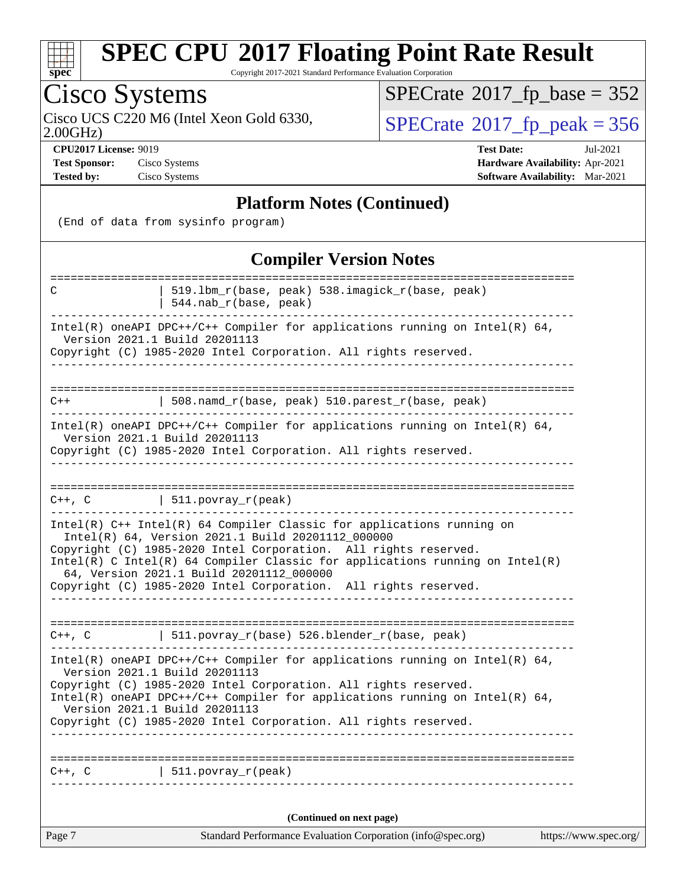## Platform Notes (Continued)

```
(End of data from sysinfo program)
```

## Compiler Version Notes

```
==============================================================================
C               | 519.lbm_r(base, peak) 538.imagick_r(base, peak)
                | 544.nab_r(base, peak)
------------------------------------------------------------------------------
Intel(R) oneAPI DPC++/C++ Compiler for applications running on Intel(R) 64,
  Version 2021.1 Build 20201113
Copyright (C) 1985-2020 Intel Corporation. All rights reserved.
------------------------------------------------------------------------------

==============================================================================
C++             | 508.namd_r(base, peak) 510.parest_r(base, peak)
------------------------------------------------------------------------------
Intel(R) oneAPI DPC++/C++ Compiler for applications running on Intel(R) 64,
  Version 2021.1 Build 20201113
Copyright (C) 1985-2020 Intel Corporation. All rights reserved.
------------------------------------------------------------------------------

==============================================================================
C++, C          | 511.povray_r(peak)
------------------------------------------------------------------------------
Intel(R) C++ Intel(R) 64 Compiler Classic for applications running on
  Intel(R) 64, Version 2021.1 Build 20201112_000000
Copyright (C) 1985-2020 Intel Corporation.  All rights reserved.
Intel(R) C Intel(R) 64 Compiler Classic for applications running on Intel(R)
  64, Version 2021.1 Build 20201112_000000
Copyright (C) 1985-2020 Intel Corporation.  All rights reserved.
------------------------------------------------------------------------------

==============================================================================
C++, C          | 511.povray_r(base) 526.blender_r(base, peak)
------------------------------------------------------------------------------
Intel(R) oneAPI DPC++/C++ Compiler for applications running on Intel(R) 64,
  Version 2021.1 Build 20201113
Copyright (C) 1985-2020 Intel Corporation. All rights reserved.
Intel(R) oneAPI DPC++/C++ Compiler for applications running on Intel(R) 64,
  Version 2021.1 Build 20201113
Copyright (C) 1985-2020 Intel Corporation. All rights reserved.
------------------------------------------------------------------------------

==============================================================================
C++, C          | 511.povray_r(peak)
------------------------------------------------------------------------------
```

**(Continued on next page)**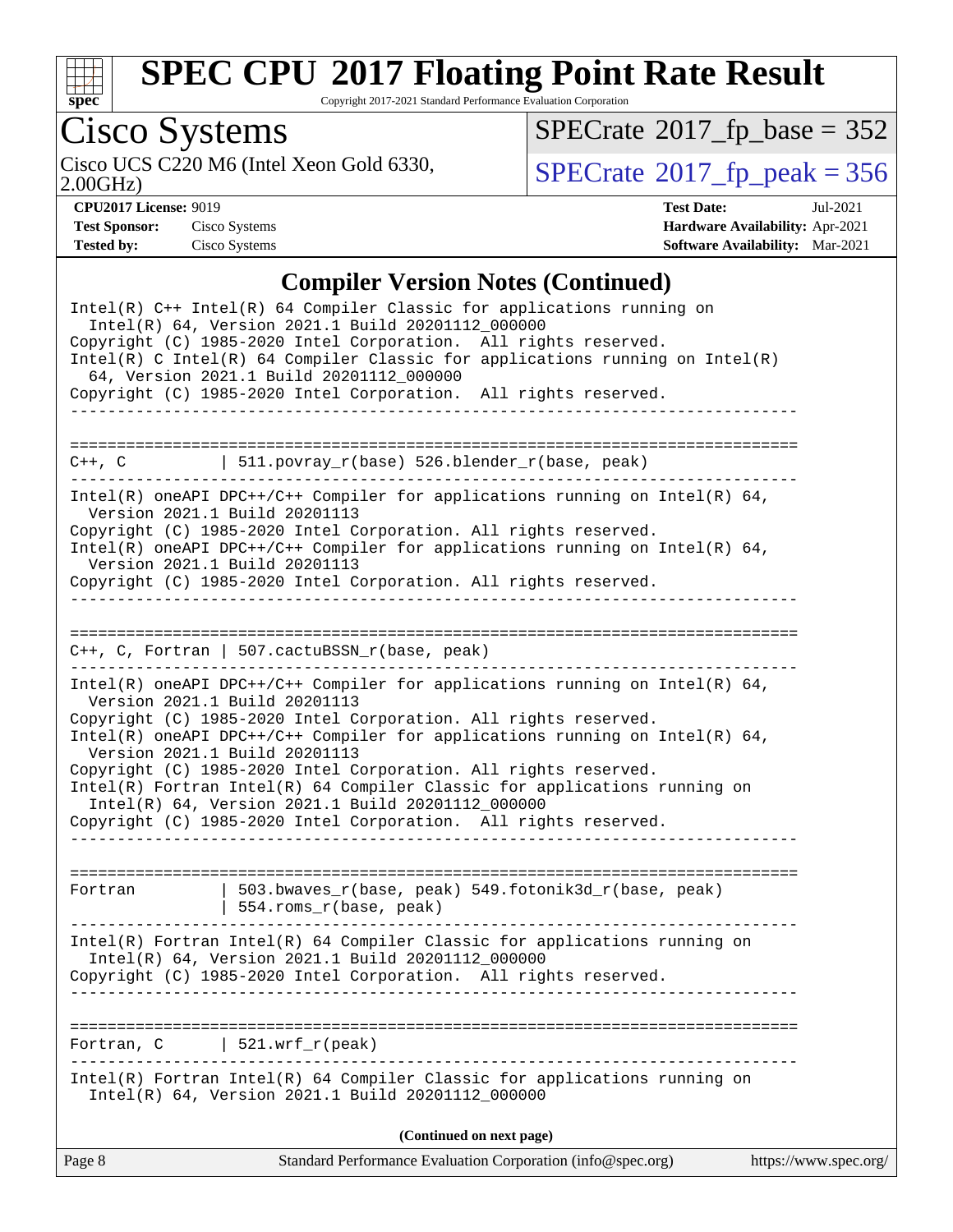## Compiler Version Notes (Continued)

```
Intel(R) C++ Intel(R) 64 Compiler Classic for applications running on
  Intel(R) 64, Version 2021.1 Build 20201112_000000
Copyright (C) 1985-2020 Intel Corporation.  All rights reserved.
Intel(R) C Intel(R) 64 Compiler Classic for applications running on Intel(R)
  64, Version 2021.1 Build 20201112_000000
Copyright (C) 1985-2020 Intel Corporation.  All rights reserved.
------------------------------------------------------------------------------

==============================================================================
C++, C          | 511.povray_r(base) 526.blender_r(base, peak)
------------------------------------------------------------------------------
Intel(R) oneAPI DPC++/C++ Compiler for applications running on Intel(R) 64,
  Version 2021.1 Build 20201113
Copyright (C) 1985-2020 Intel Corporation. All rights reserved.
Intel(R) oneAPI DPC++/C++ Compiler for applications running on Intel(R) 64,
  Version 2021.1 Build 20201113
Copyright (C) 1985-2020 Intel Corporation. All rights reserved.
------------------------------------------------------------------------------

==============================================================================
C++, C, Fortran | 507.cactuBSSN_r(base, peak)
------------------------------------------------------------------------------
Intel(R) oneAPI DPC++/C++ Compiler for applications running on Intel(R) 64,
  Version 2021.1 Build 20201113
Copyright (C) 1985-2020 Intel Corporation. All rights reserved.
Intel(R) oneAPI DPC++/C++ Compiler for applications running on Intel(R) 64,
  Version 2021.1 Build 20201113
Copyright (C) 1985-2020 Intel Corporation. All rights reserved.
Intel(R) Fortran Intel(R) 64 Compiler Classic for applications running on
  Intel(R) 64, Version 2021.1 Build 20201112_000000
Copyright (C) 1985-2020 Intel Corporation.  All rights reserved.
------------------------------------------------------------------------------

==============================================================================
Fortran         | 503.bwaves_r(base, peak) 549.fotonik3d_r(base, peak)
                | 554.roms_r(base, peak)
------------------------------------------------------------------------------
Intel(R) Fortran Intel(R) 64 Compiler Classic for applications running on
  Intel(R) 64, Version 2021.1 Build 20201112_000000
Copyright (C) 1985-2020 Intel Corporation.  All rights reserved.
------------------------------------------------------------------------------

==============================================================================
Fortran, C      | 521.wrf_r(peak)
------------------------------------------------------------------------------
Intel(R) Fortran Intel(R) 64 Compiler Classic for applications running on
  Intel(R) 64, Version 2021.1 Build 20201112_000000
```

**(Continued on next page)**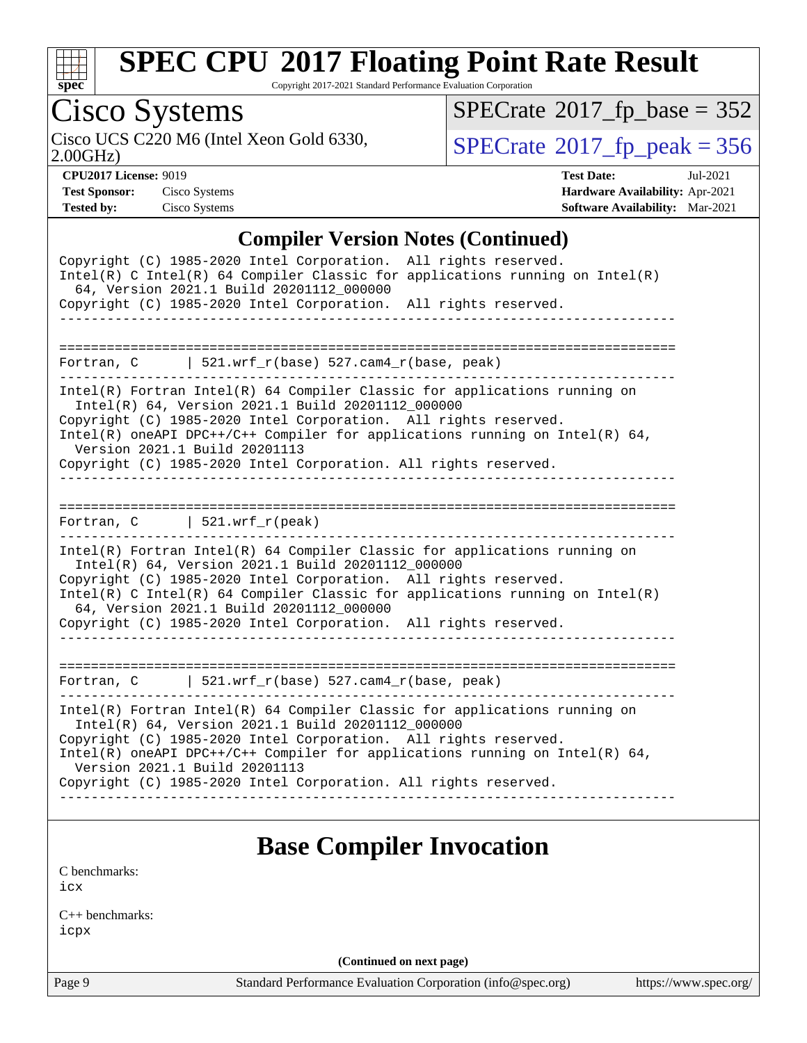## Compiler Version Notes (Continued)

```
Copyright (C) 1985-2020 Intel Corporation.  All rights reserved.
Intel(R) C Intel(R) 64 Compiler Classic for applications running on Intel(R)
  64, Version 2021.1 Build 20201112_000000
Copyright (C) 1985-2020 Intel Corporation.  All rights reserved.
------------------------------------------------------------------------------

==============================================================================
Fortran, C      | 521.wrf_r(base) 527.cam4_r(base, peak)
------------------------------------------------------------------------------
Intel(R) Fortran Intel(R) 64 Compiler Classic for applications running on
  Intel(R) 64, Version 2021.1 Build 20201112_000000
Copyright (C) 1985-2020 Intel Corporation.  All rights reserved.
Intel(R) oneAPI DPC++/C++ Compiler for applications running on Intel(R) 64,
  Version 2021.1 Build 20201113
Copyright (C) 1985-2020 Intel Corporation. All rights reserved.
------------------------------------------------------------------------------

==============================================================================
Fortran, C      | 521.wrf_r(peak)
------------------------------------------------------------------------------
Intel(R) Fortran Intel(R) 64 Compiler Classic for applications running on
  Intel(R) 64, Version 2021.1 Build 20201112_000000
Copyright (C) 1985-2020 Intel Corporation.  All rights reserved.
Intel(R) C Intel(R) 64 Compiler Classic for applications running on Intel(R)
  64, Version 2021.1 Build 20201112_000000
Copyright (C) 1985-2020 Intel Corporation.  All rights reserved.
------------------------------------------------------------------------------

==============================================================================
Fortran, C      | 521.wrf_r(base) 527.cam4_r(base, peak)
------------------------------------------------------------------------------
Intel(R) Fortran Intel(R) 64 Compiler Classic for applications running on
  Intel(R) 64, Version 2021.1 Build 20201112_000000
Copyright (C) 1985-2020 Intel Corporation.  All rights reserved.
Intel(R) oneAPI DPC++/C++ Compiler for applications running on Intel(R) 64,
  Version 2021.1 Build 20201113
Copyright (C) 1985-2020 Intel Corporation. All rights reserved.
------------------------------------------------------------------------------
```

## Base Compiler Invocation

C benchmarks:
icx

C++ benchmarks:
icpx

**(Continued on next page)**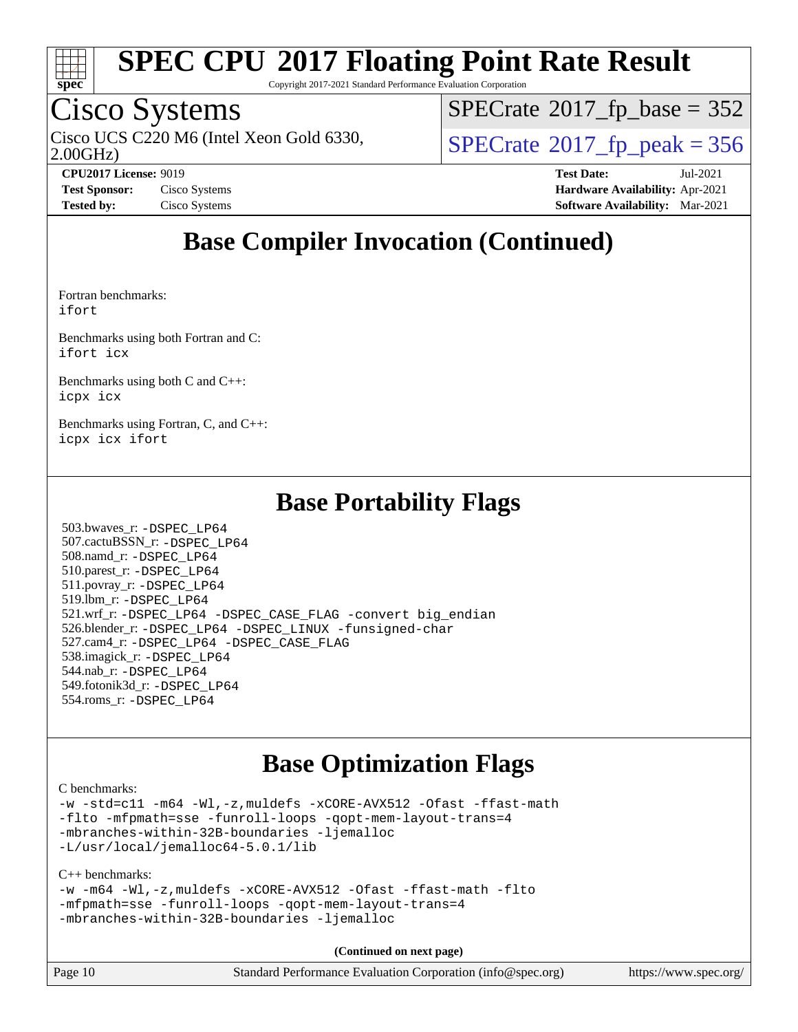# Base Compiler Invocation (Continued)

Fortran benchmarks:
ifort

Benchmarks using both Fortran and C:
ifort icx

Benchmarks using both C and C++:
icpx icx

Benchmarks using Fortran, C, and C++:
icpx icx ifort

# Base Portability Flags

503.bwaves_r: -DSPEC_LP64
507.cactuBSSN_r: -DSPEC_LP64
508.namd_r: -DSPEC_LP64
510.parest_r: -DSPEC_LP64
511.povray_r: -DSPEC_LP64
519.lbm_r: -DSPEC_LP64
521.wrf_r: -DSPEC_LP64 -DSPEC_CASE_FLAG -convert big_endian
526.blender_r: -DSPEC_LP64 -DSPEC_LINUX -funsigned-char
527.cam4_r: -DSPEC_LP64 -DSPEC_CASE_FLAG
538.imagick_r: -DSPEC_LP64
544.nab_r: -DSPEC_LP64
549.fotonik3d_r: -DSPEC_LP64
554.roms_r: -DSPEC_LP64

# Base Optimization Flags

C benchmarks:
-w -std=c11 -m64 -Wl,-z,muldefs -xCORE-AVX512 -Ofast -ffast-math
-flto -mfpmath=sse -funroll-loops -qopt-mem-layout-trans=4
-mbranches-within-32B-boundaries -ljemalloc
-L/usr/local/jemalloc64-5.0.1/lib

C++ benchmarks:
-w -m64 -Wl,-z,muldefs -xCORE-AVX512 -Ofast -ffast-math -flto
-mfpmath=sse -funroll-loops -qopt-mem-layout-trans=4
-mbranches-within-32B-boundaries -ljemalloc

(Continued on next page)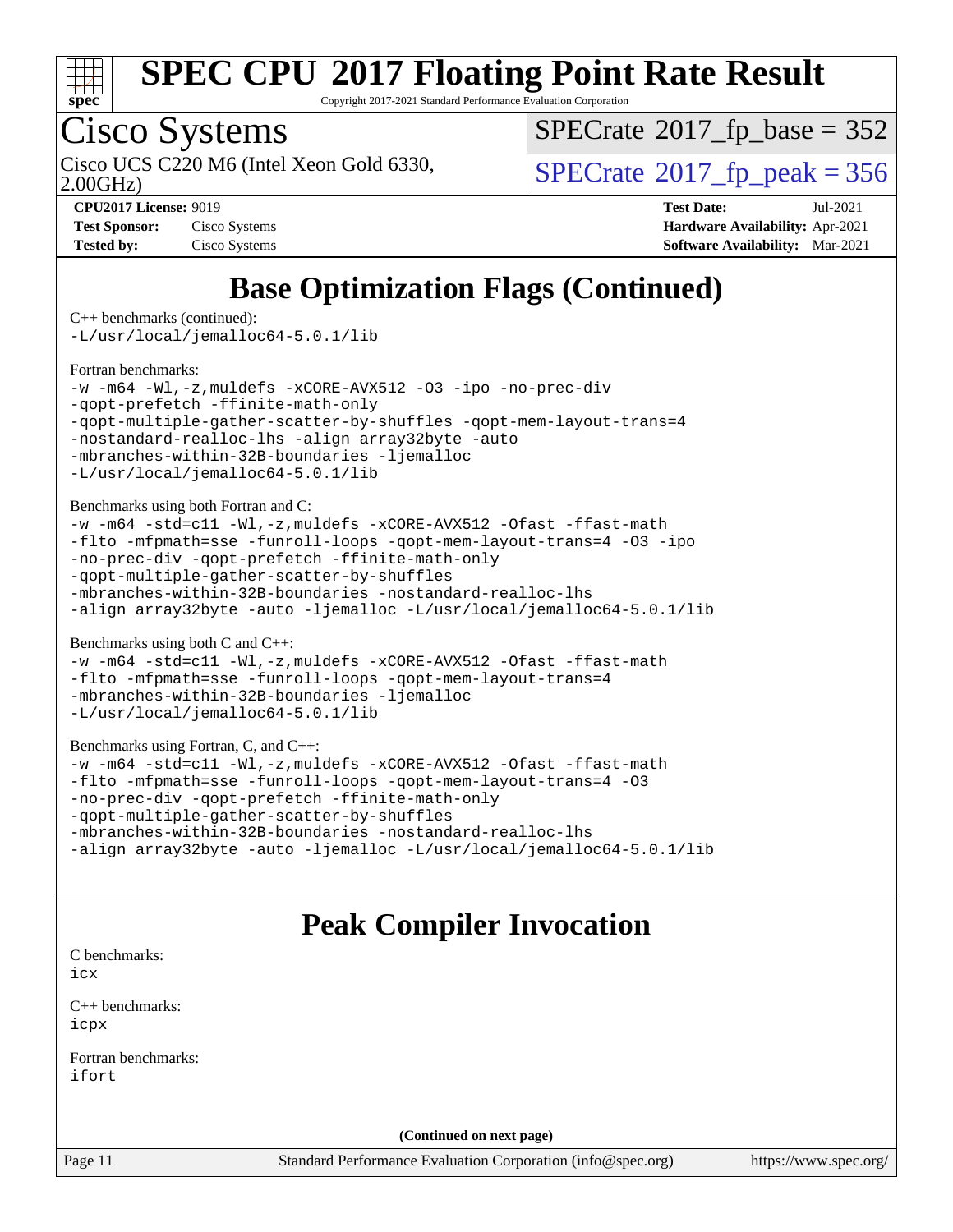# Base Optimization Flags (Continued)

C++ benchmarks (continued):

```
-L/usr/local/jemalloc64-5.0.1/lib
```

Fortran benchmarks:

```
-w -m64 -Wl,-z,muldefs -xCORE-AVX512 -O3 -ipo -no-prec-div
-qopt-prefetch -ffinite-math-only
-qopt-multiple-gather-scatter-by-shuffles -qopt-mem-layout-trans=4
-nostandard-realloc-lhs -align array32byte -auto
-mbranches-within-32B-boundaries -ljemalloc
-L/usr/local/jemalloc64-5.0.1/lib
```

Benchmarks using both Fortran and C:

```
-w -m64 -std=c11 -Wl,-z,muldefs -xCORE-AVX512 -Ofast -ffast-math
-flto -mfpmath=sse -funroll-loops -qopt-mem-layout-trans=4 -O3 -ipo
-no-prec-div -qopt-prefetch -ffinite-math-only
-qopt-multiple-gather-scatter-by-shuffles
-mbranches-within-32B-boundaries -nostandard-realloc-lhs
-align array32byte -auto -ljemalloc -L/usr/local/jemalloc64-5.0.1/lib
```

Benchmarks using both C and C++:

```
-w -m64 -std=c11 -Wl,-z,muldefs -xCORE-AVX512 -Ofast -ffast-math
-flto -mfpmath=sse -funroll-loops -qopt-mem-layout-trans=4
-mbranches-within-32B-boundaries -ljemalloc
-L/usr/local/jemalloc64-5.0.1/lib
```

Benchmarks using Fortran, C, and C++:

```
-w -m64 -std=c11 -Wl,-z,muldefs -xCORE-AVX512 -Ofast -ffast-math
-flto -mfpmath=sse -funroll-loops -qopt-mem-layout-trans=4 -O3
-no-prec-div -qopt-prefetch -ffinite-math-only
-qopt-multiple-gather-scatter-by-shuffles
-mbranches-within-32B-boundaries -nostandard-realloc-lhs
-align array32byte -auto -ljemalloc -L/usr/local/jemalloc64-5.0.1/lib
```

# Peak Compiler Invocation

C benchmarks:

```
icx
```

C++ benchmarks:

```
icpx
```

Fortran benchmarks:

```
ifort
```

**(Continued on next page)**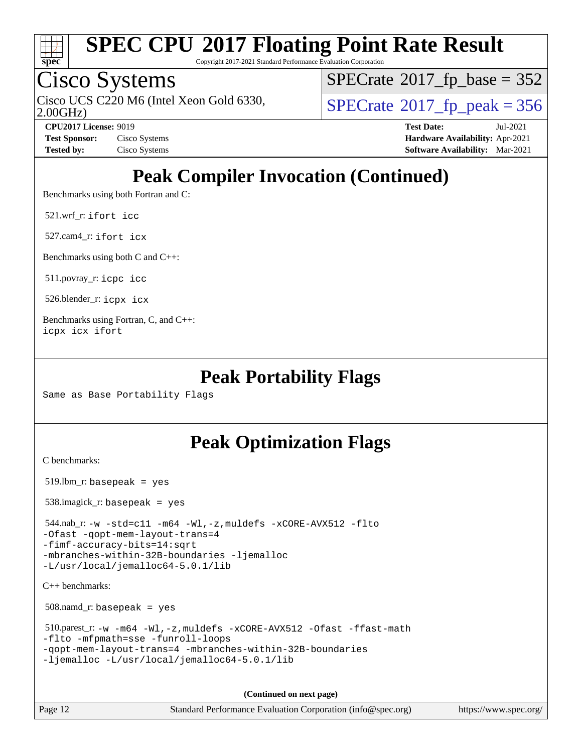# Peak Compiler Invocation (Continued)

Benchmarks using both Fortran and C:

521.wrf_r: `ifort icc`

527.cam4_r: `ifort icx`

Benchmarks using both C and C++:

511.povray_r: `icpc icc`

526.blender_r: `icpx icx`

Benchmarks using Fortran, C, and C++:
`icpx icx ifort`

# Peak Portability Flags

Same as Base Portability Flags

# Peak Optimization Flags

C benchmarks:

519.lbm_r: `basepeak = yes`

538.imagick_r: `basepeak = yes`

544.nab_r: `-w -std=c11 -m64 -Wl,-z,muldefs -xCORE-AVX512 -flto -Ofast -qopt-mem-layout-trans=4 -fimf-accuracy-bits=14:sqrt -mbranches-within-32B-boundaries -ljemalloc -L/usr/local/jemalloc64-5.0.1/lib`

C++ benchmarks:

508.namd_r: `basepeak = yes`

510.parest_r: `-w -m64 -Wl,-z,muldefs -xCORE-AVX512 -Ofast -ffast-math -flto -mfpmath=sse -funroll-loops -qopt-mem-layout-trans=4 -mbranches-within-32B-boundaries -ljemalloc -L/usr/local/jemalloc64-5.0.1/lib`

(Continued on next page)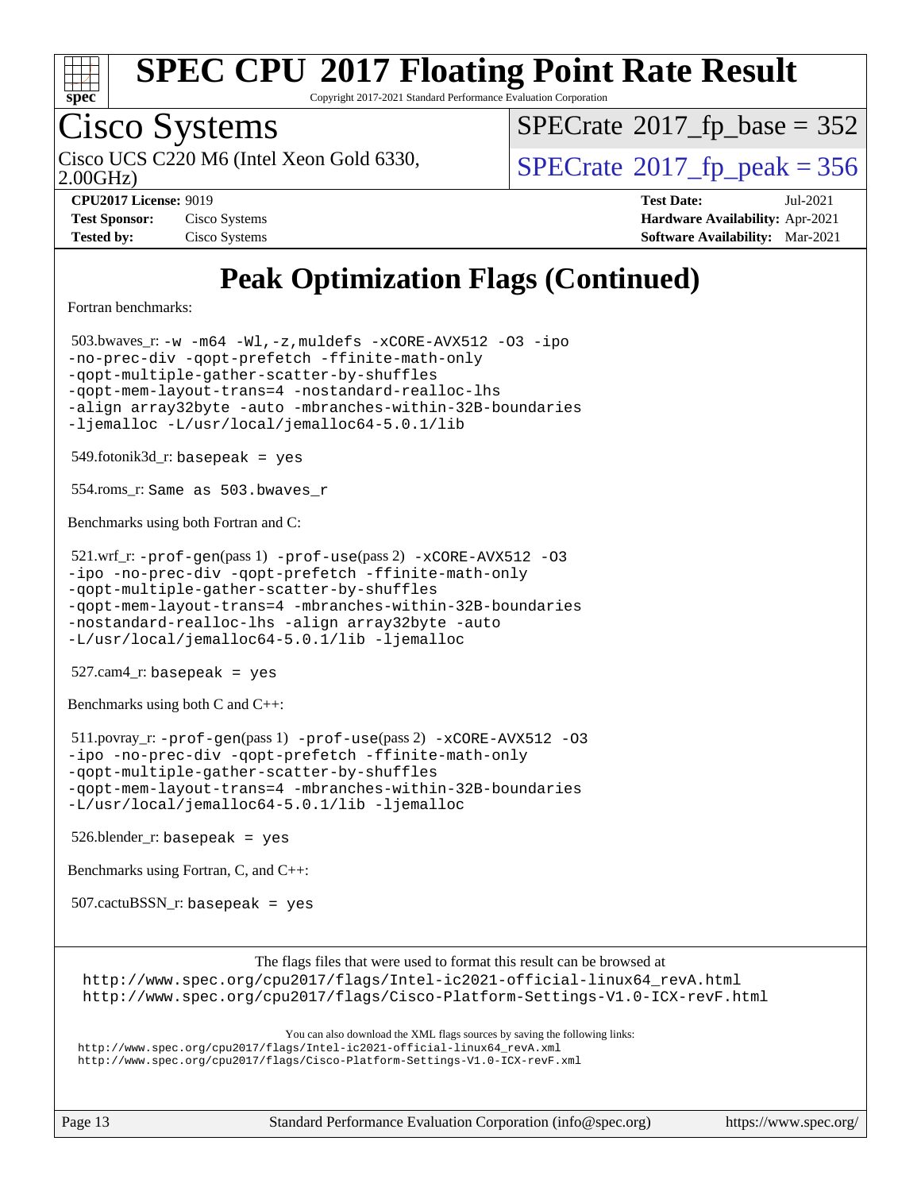# SPEC CPU 2017 Floating Point Rate Result

Copyright 2017-2021 Standard Performance Evaluation Corporation

## Cisco Systems

Cisco UCS C220 M6 (Intel Xeon Gold 6330, 2.00GHz)

SPECrate 2017_fp_base = 352

SPECrate 2017_fp_peak = 356

**CPU2017 License:** 9019
**Test Sponsor:** Cisco Systems
**Tested by:** Cisco Systems

**Test Date:** Jul-2021
**Hardware Availability:** Apr-2021
**Software Availability:** Mar-2021

# Peak Optimization Flags (Continued)

Fortran benchmarks:

503.bwaves_r: `-w -m64 -Wl,-z,muldefs -xCORE-AVX512 -O3 -ipo -no-prec-div -qopt-prefetch -ffinite-math-only -qopt-multiple-gather-scatter-by-shuffles -qopt-mem-layout-trans=4 -nostandard-realloc-lhs -align array32byte -auto -mbranches-within-32B-boundaries -ljemalloc -L/usr/local/jemalloc64-5.0.1/lib`

549.fotonik3d_r: `basepeak = yes`

554.roms_r: `Same as 503.bwaves_r`

Benchmarks using both Fortran and C:

521.wrf_r: `-prof-gen`(pass 1) `-prof-use`(pass 2) `-xCORE-AVX512 -O3 -ipo -no-prec-div -qopt-prefetch -ffinite-math-only -qopt-multiple-gather-scatter-by-shuffles -qopt-mem-layout-trans=4 -mbranches-within-32B-boundaries -nostandard-realloc-lhs -align array32byte -auto -L/usr/local/jemalloc64-5.0.1/lib -ljemalloc`

527.cam4_r: `basepeak = yes`

Benchmarks using both C and C++:

511.povray_r: `-prof-gen`(pass 1) `-prof-use`(pass 2) `-xCORE-AVX512 -O3 -ipo -no-prec-div -qopt-prefetch -ffinite-math-only -qopt-multiple-gather-scatter-by-shuffles -qopt-mem-layout-trans=4 -mbranches-within-32B-boundaries -L/usr/local/jemalloc64-5.0.1/lib -ljemalloc`

526.blender_r: `basepeak = yes`

Benchmarks using Fortran, C, and C++:

507.cactuBSSN_r: `basepeak = yes`

The flags files that were used to format this result can be browsed at
http://www.spec.org/cpu2017/flags/Intel-ic2021-official-linux64_revA.html
http://www.spec.org/cpu2017/flags/Cisco-Platform-Settings-V1.0-ICX-revF.html

You can also download the XML flags sources by saving the following links:
http://www.spec.org/cpu2017/flags/Intel-ic2021-official-linux64_revA.xml
http://www.spec.org/cpu2017/flags/Cisco-Platform-Settings-V1.0-ICX-revF.xml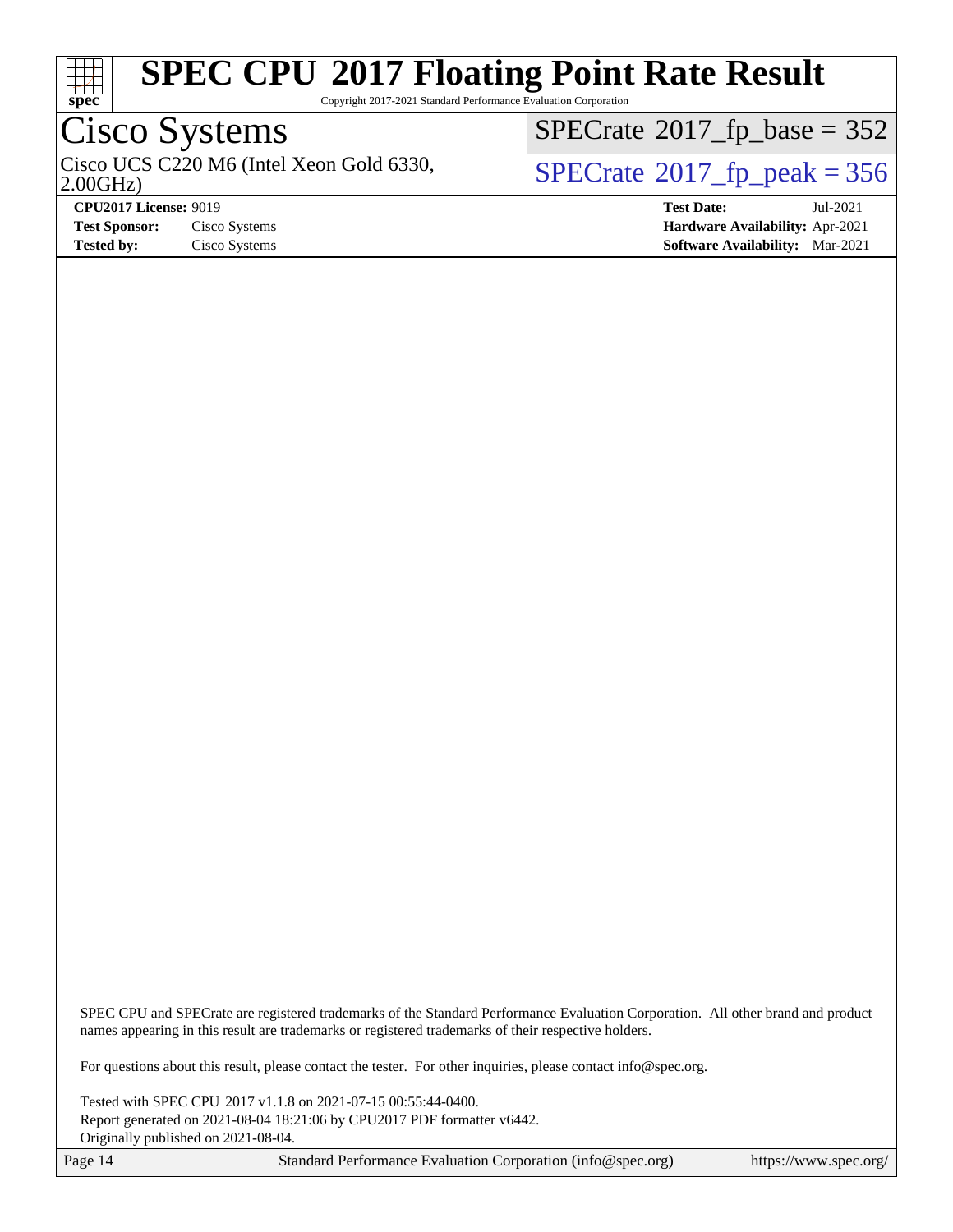SPEC CPU and SPECrate are registered trademarks of the Standard Performance Evaluation Corporation. All other brand and product names appearing in this result are trademarks or registered trademarks of their respective holders.

For questions about this result, please contact the tester. For other inquiries, please contact info@spec.org.

Tested with SPEC CPU 2017 v1.1.8 on 2021-07-15 00:55:44-0400.
Report generated on 2021-08-04 18:21:06 by CPU2017 PDF formatter v6442.
Originally published on 2021-08-04.